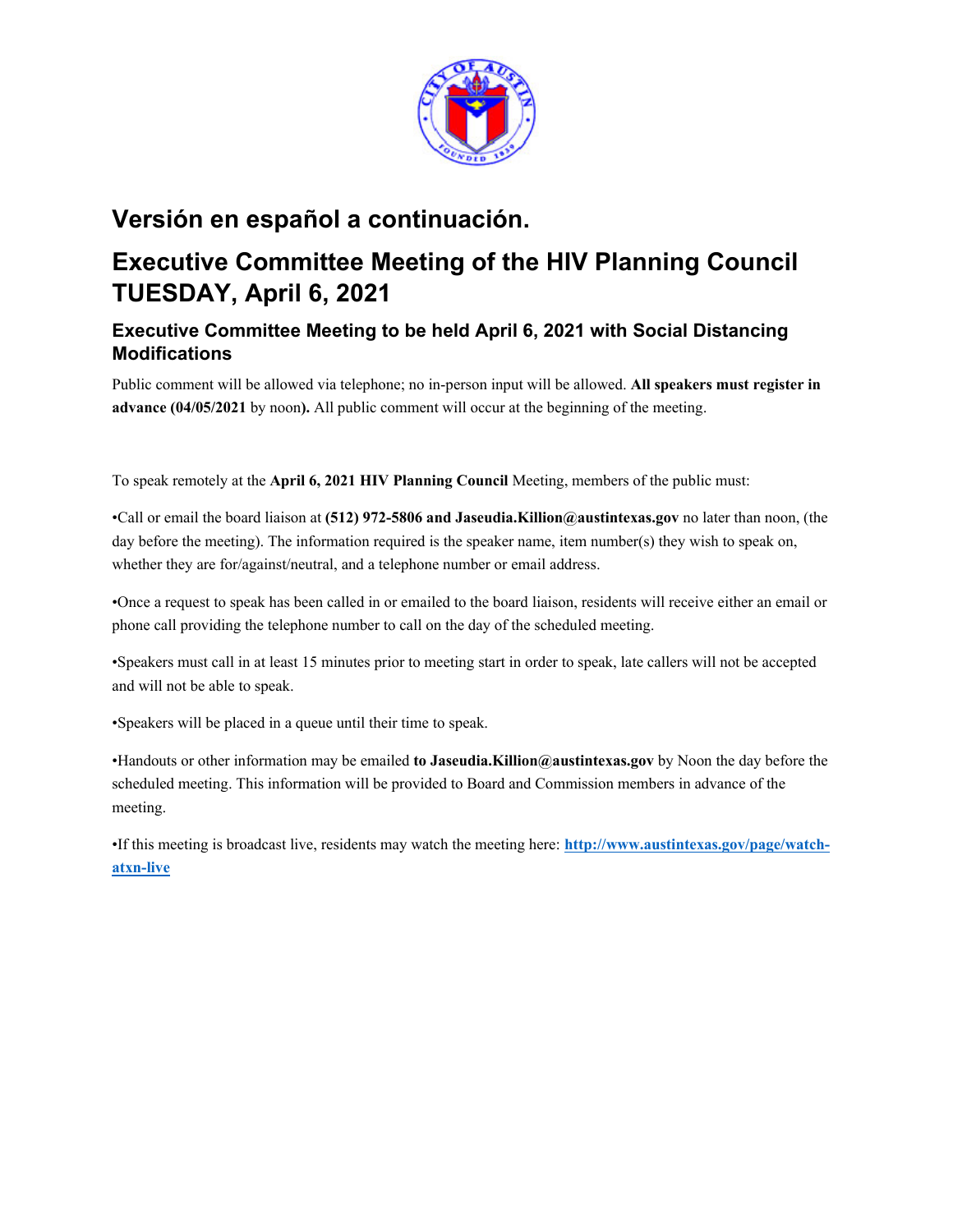## Versión en español a continuación.

# Executive Committee Meeting of the HIV Planning Council TUESDAY, April 6, 2021

### Executive Committee Meeting to be held April 6, 2021 with Social Distancing Modifications

Public comment will be allowed via telephone; no in-person input will be allowed. **All speakers must register in advance (04/05/2021** by noon**).** All public comment will occur at the beginning of the meeting.

To speak remotely at the **April 6, 2021 HIV Planning Council** Meeting, members of the public must:

•Call or email the board liaison at **(512) 972-5806 and Jaseudia.Killion@austintexas.gov** no later than noon, (the day before the meeting). The information required is the speaker name, item number(s) they wish to speak on, whether they are for/against/neutral, and a telephone number or email address.

•Once a request to speak has been called in or emailed to the board liaison, residents will receive either an email or phone call providing the telephone number to call on the day of the scheduled meeting.

•Speakers must call in at least 15 minutes prior to meeting start in order to speak, late callers will not be accepted and will not be able to speak.

•Speakers will be placed in a queue until their time to speak.

•Handouts or other information may be emailed **to Jaseudia.Killion@austintexas.gov** by Noon the day before the scheduled meeting. This information will be provided to Board and Commission members in advance of the meeting.

•If this meeting is broadcast live, residents may watch the meeting here: [http://www.austintexas.gov/page/watch-atxn-live](http://www.austintexas.gov/page/watch-atxn-live)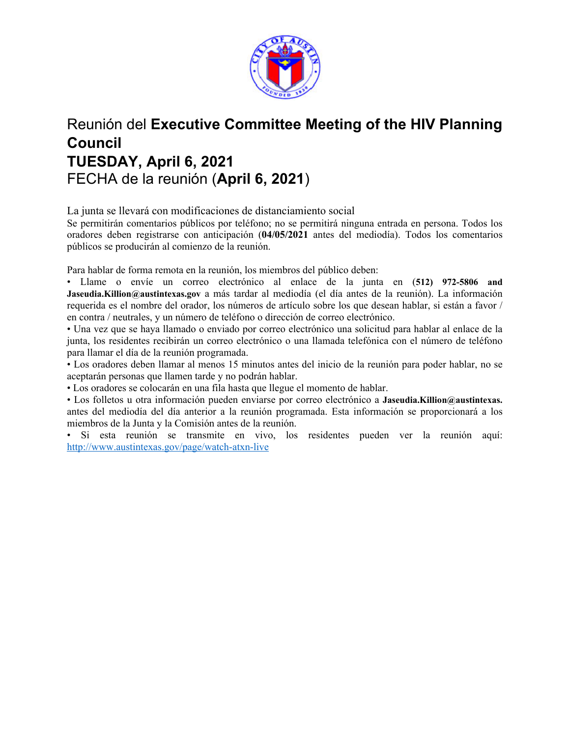# Reunión del **Executive Committee Meeting of the HIV Planning Council**
# **TUESDAY, April 6, 2021**
## FECHA de la reunión (**April 6, 2021**)

La junta se llevará con modificaciones de distanciamiento social

Se permitirán comentarios públicos por teléfono; no se permitirá ninguna entrada en persona. Todos los oradores deben registrarse con anticipación (**04/05/2021** antes del mediodía). Todos los comentarios públicos se producirán al comienzo de la reunión.

Para hablar de forma remota en la reunión, los miembros del público deben:

- Llame o envíe un correo electrónico al enlace de la junta en **(512) 972-5806 and Jaseudia.Killion@austintexas.gov** a más tardar al mediodía (el día antes de la reunión). La información requerida es el nombre del orador, los números de artículo sobre los que desean hablar, si están a favor / en contra / neutrales, y un número de teléfono o dirección de correo electrónico.
- Una vez que se haya llamado o enviado por correo electrónico una solicitud para hablar al enlace de la junta, los residentes recibirán un correo electrónico o una llamada telefónica con el número de teléfono para llamar el día de la reunión programada.
- Los oradores deben llamar al menos 15 minutos antes del inicio de la reunión para poder hablar, no se aceptarán personas que llamen tarde y no podrán hablar.
- Los oradores se colocarán en una fila hasta que llegue el momento de hablar.
- Los folletos u otra información pueden enviarse por correo electrónico a **Jaseudia.Killion@austintexas.** antes del mediodía del día anterior a la reunión programada. Esta información se proporcionará a los miembros de la Junta y la Comisión antes de la reunión.
- Si esta reunión se transmite en vivo, los residentes pueden ver la reunión aquí: http://www.austintexas.gov/page/watch-atxn-live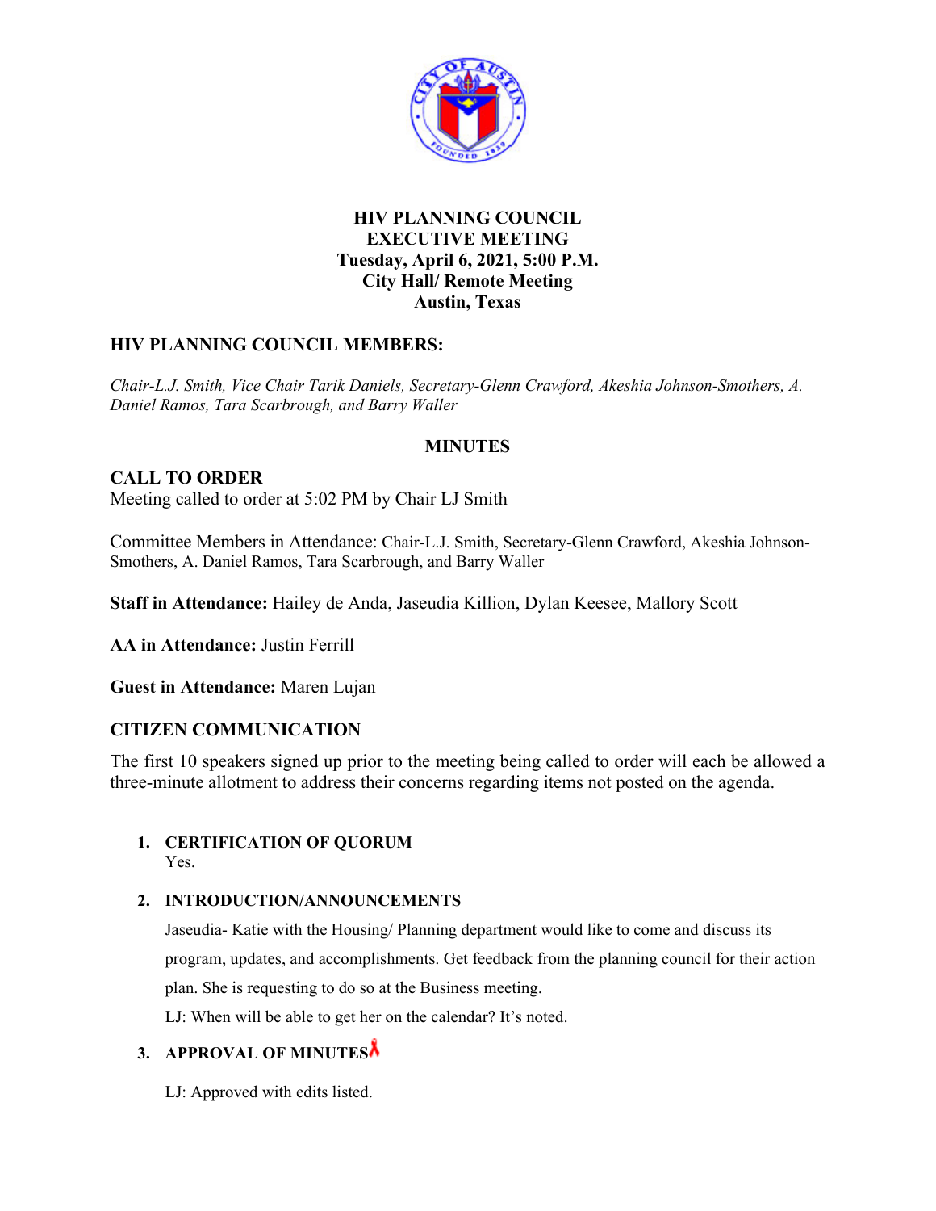# HIV PLANNING COUNCIL
## EXECUTIVE MEETING
**Tuesday, April 6, 2021, 5:00 P.M.**
**City Hall/ Remote Meeting**
**Austin, Texas**

## HIV PLANNING COUNCIL MEMBERS:

*Chair-L.J. Smith, Vice Chair Tarik Daniels, Secretary-Glenn Crawford, Akeshia Johnson-Smothers, A. Daniel Ramos, Tara Scarbrough, and Barry Waller*

## MINUTES

## CALL TO ORDER
Meeting called to order at 5:02 PM by Chair LJ Smith

Committee Members in Attendance: Chair-L.J. Smith, Secretary-Glenn Crawford, Akeshia Johnson-Smothers, A. Daniel Ramos, Tara Scarbrough, and Barry Waller

**Staff in Attendance:** Hailey de Anda, Jaseudia Killion, Dylan Keesee, Mallory Scott

**AA in Attendance:** Justin Ferrill

**Guest in Attendance:** Maren Lujan

## CITIZEN COMMUNICATION

The first 10 speakers signed up prior to the meeting being called to order will each be allowed a three-minute allotment to address their concerns regarding items not posted on the agenda.

1. **CERTIFICATION OF QUORUM**
   Yes.

2. **INTRODUCTION/ANNOUNCEMENTS**
   Jaseudia- Katie with the Housing/ Planning department would like to come and discuss its program, updates, and accomplishments. Get feedback from the planning council for their action plan. She is requesting to do so at the Business meeting.
   LJ: When will be able to get her on the calendar? It's noted.

3. **APPROVAL OF MINUTES**

   LJ: Approved with edits listed.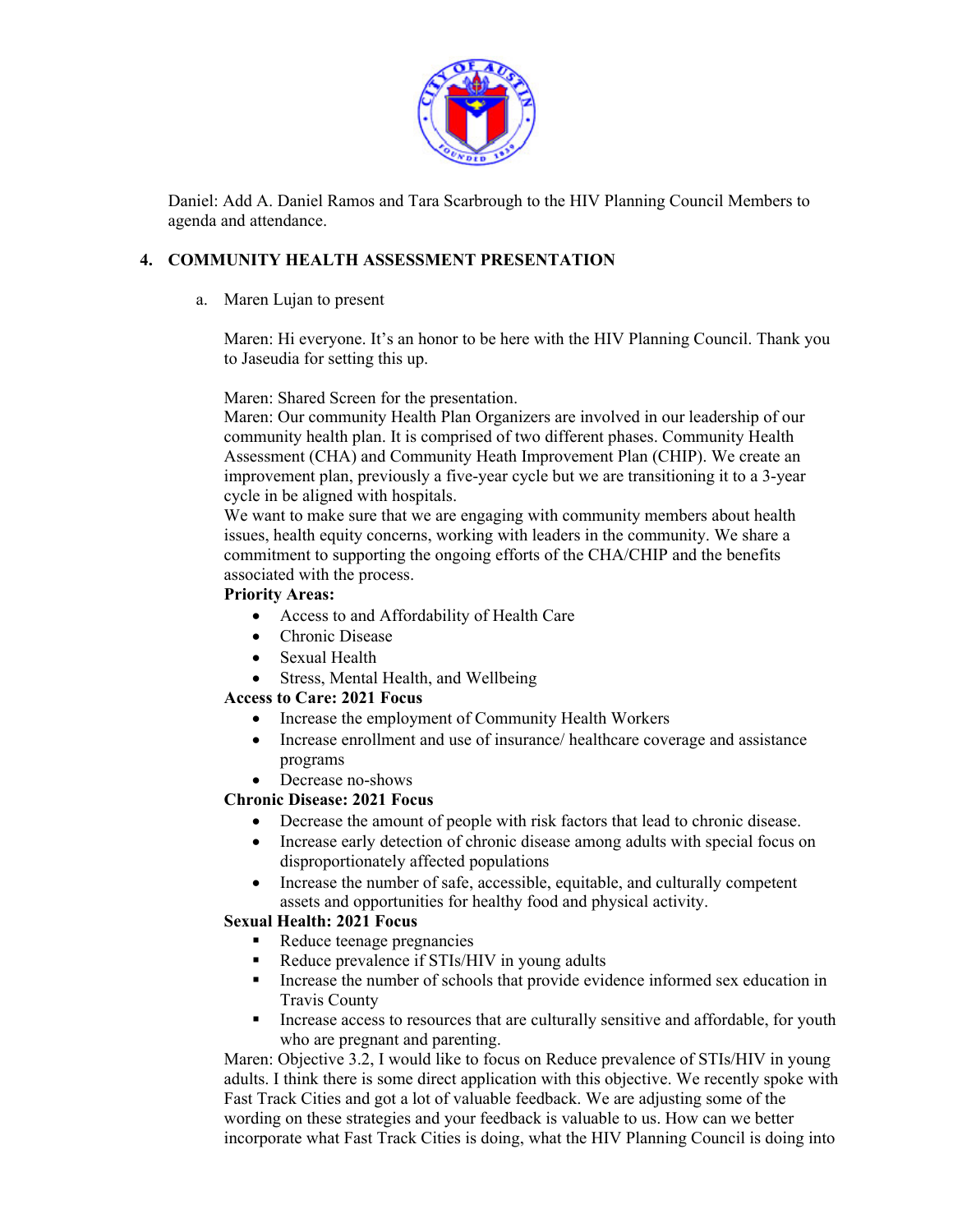Daniel: Add A. Daniel Ramos and Tara Scarbrough to the HIV Planning Council Members to agenda and attendance.

## 4. COMMUNITY HEALTH ASSESSMENT PRESENTATION

a. Maren Lujan to present

Maren: Hi everyone. It's an honor to be here with the HIV Planning Council. Thank you to Jaseudia for setting this up.

Maren: Shared Screen for the presentation.
Maren: Our community Health Plan Organizers are involved in our leadership of our community health plan. It is comprised of two different phases. Community Health Assessment (CHA) and Community Heath Improvement Plan (CHIP). We create an improvement plan, previously a five-year cycle but we are transitioning it to a 3-year cycle in be aligned with hospitals.
We want to make sure that we are engaging with community members about health issues, health equity concerns, working with leaders in the community. We share a commitment to supporting the ongoing efforts of the CHA/CHIP and the benefits associated with the process.

**Priority Areas:**

- Access to and Affordability of Health Care
- Chronic Disease
- Sexual Health
- Stress, Mental Health, and Wellbeing

**Access to Care: 2021 Focus**

- Increase the employment of Community Health Workers
- Increase enrollment and use of insurance/ healthcare coverage and assistance programs
- Decrease no-shows

**Chronic Disease: 2021 Focus**

- Decrease the amount of people with risk factors that lead to chronic disease.
- Increase early detection of chronic disease among adults with special focus on disproportionately affected populations
- Increase the number of safe, accessible, equitable, and culturally competent assets and opportunities for healthy food and physical activity.

**Sexual Health: 2021 Focus**

- Reduce teenage pregnancies
- Reduce prevalence if STIs/HIV in young adults
- Increase the number of schools that provide evidence informed sex education in Travis County
- Increase access to resources that are culturally sensitive and affordable, for youth who are pregnant and parenting.

Maren: Objective 3.2, I would like to focus on Reduce prevalence of STIs/HIV in young adults. I think there is some direct application with this objective. We recently spoke with Fast Track Cities and got a lot of valuable feedback. We are adjusting some of the wording on these strategies and your feedback is valuable to us. How can we better incorporate what Fast Track Cities is doing, what the HIV Planning Council is doing into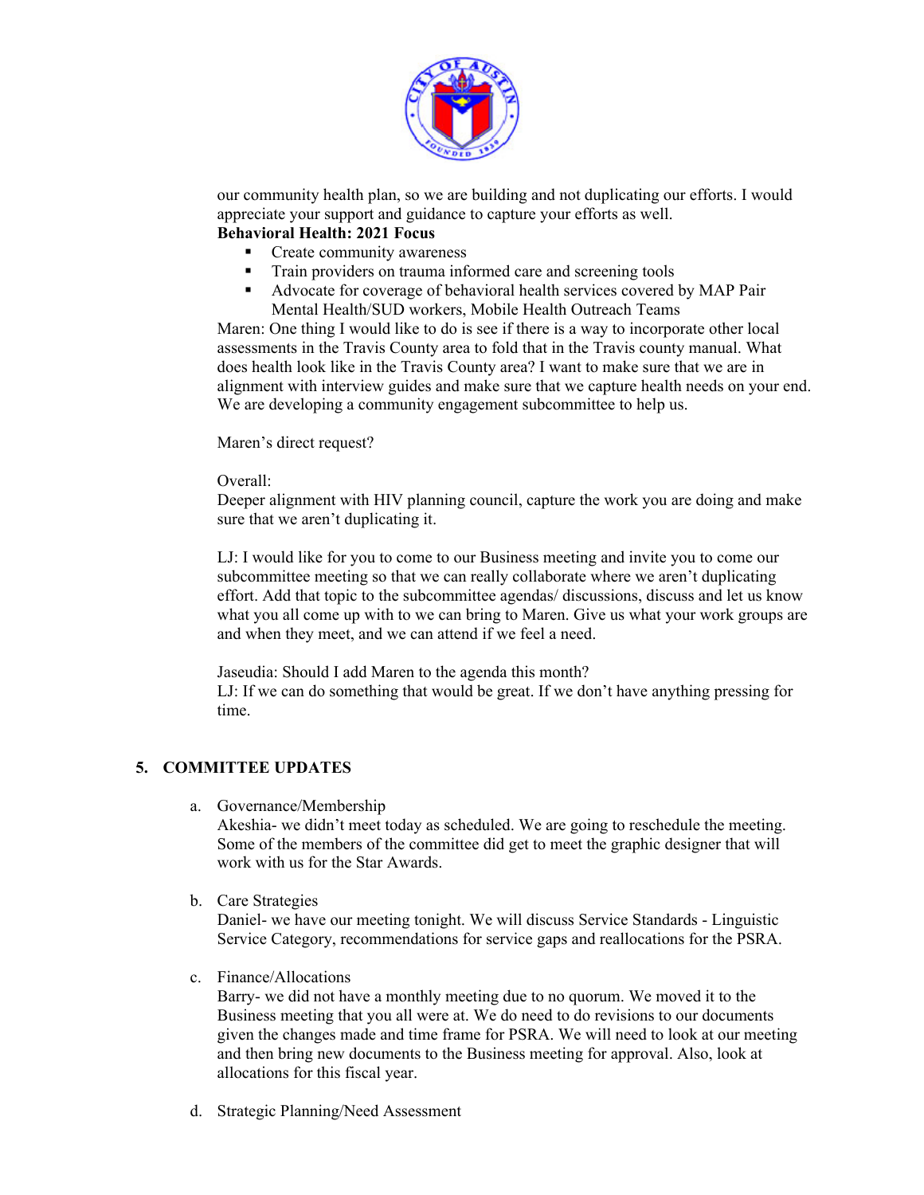our community health plan, so we are building and not duplicating our efforts. I would appreciate your support and guidance to capture your efforts as well.

**Behavioral Health: 2021 Focus**

- Create community awareness
- Train providers on trauma informed care and screening tools
- Advocate for coverage of behavioral health services covered by MAP Pair Mental Health/SUD workers, Mobile Health Outreach Teams

Maren: One thing I would like to do is see if there is a way to incorporate other local assessments in the Travis County area to fold that in the Travis county manual. What does health look like in the Travis County area? I want to make sure that we are in alignment with interview guides and make sure that we capture health needs on your end. We are developing a community engagement subcommittee to help us.

Maren's direct request?

Overall:
Deeper alignment with HIV planning council, capture the work you are doing and make sure that we aren't duplicating it.

LJ: I would like for you to come to our Business meeting and invite you to come our subcommittee meeting so that we can really collaborate where we aren't duplicating effort. Add that topic to the subcommittee agendas/ discussions, discuss and let us know what you all come up with to we can bring to Maren. Give us what your work groups are and when they meet, and we can attend if we feel a need.

Jaseudia: Should I add Maren to the agenda this month?
LJ: If we can do something that would be great. If we don't have anything pressing for time.

## 5. COMMITTEE UPDATES

a. Governance/Membership
Akeshia- we didn't meet today as scheduled. We are going to reschedule the meeting. Some of the members of the committee did get to meet the graphic designer that will work with us for the Star Awards.

b. Care Strategies
Daniel- we have our meeting tonight. We will discuss Service Standards - Linguistic Service Category, recommendations for service gaps and reallocations for the PSRA.

c. Finance/Allocations
Barry- we did not have a monthly meeting due to no quorum. We moved it to the Business meeting that you all were at. We do need to do revisions to our documents given the changes made and time frame for PSRA. We will need to look at our meeting and then bring new documents to the Business meeting for approval. Also, look at allocations for this fiscal year.

d. Strategic Planning/Need Assessment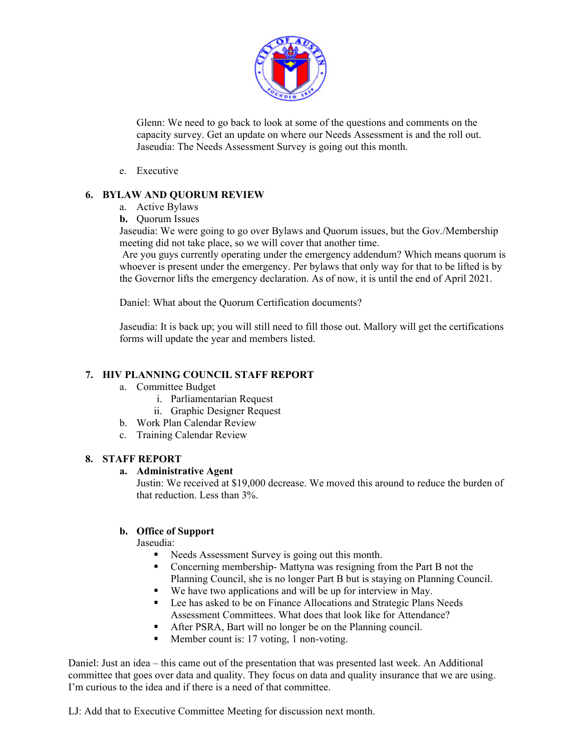Glenn: We need to go back to look at some of the questions and comments on the capacity survey. Get an update on where our Needs Assessment is and the roll out.
Jaseudia: The Needs Assessment Survey is going out this month.

e. Executive

## 6. BYLAW AND QUORUM REVIEW

a. Active Bylaws

**b.** Quorum Issues

Jaseudia: We were going to go over Bylaws and Quorum issues, but the Gov./Membership meeting did not take place, so we will cover that another time.
Are you guys currently operating under the emergency addendum? Which means quorum is whoever is present under the emergency. Per bylaws that only way for that to be lifted is by the Governor lifts the emergency declaration. As of now, it is until the end of April 2021.

Daniel: What about the Quorum Certification documents?

Jaseudia: It is back up; you will still need to fill those out. Mallory will get the certifications forms will update the year and members listed.

## 7. HIV PLANNING COUNCIL STAFF REPORT

a. Committee Budget
    i. Parliamentarian Request
    ii. Graphic Designer Request
b. Work Plan Calendar Review
c. Training Calendar Review

## 8. STAFF REPORT

**a. Administrative Agent**

Justin: We received at $19,000 decrease. We moved this around to reduce the burden of that reduction. Less than 3%.

**b. Office of Support**

Jaseudia:

- Needs Assessment Survey is going out this month.
- Concerning membership- Mattyna was resigning from the Part B not the Planning Council, she is no longer Part B but is staying on Planning Council.
- We have two applications and will be up for interview in May.
- Lee has asked to be on Finance Allocations and Strategic Plans Needs Assessment Committees. What does that look like for Attendance?
- After PSRA, Bart will no longer be on the Planning council.
- Member count is: 17 voting, 1 non-voting.

Daniel: Just an idea – this came out of the presentation that was presented last week. An Additional committee that goes over data and quality. They focus on data and quality insurance that we are using. I'm curious to the idea and if there is a need of that committee.

LJ: Add that to Executive Committee Meeting for discussion next month.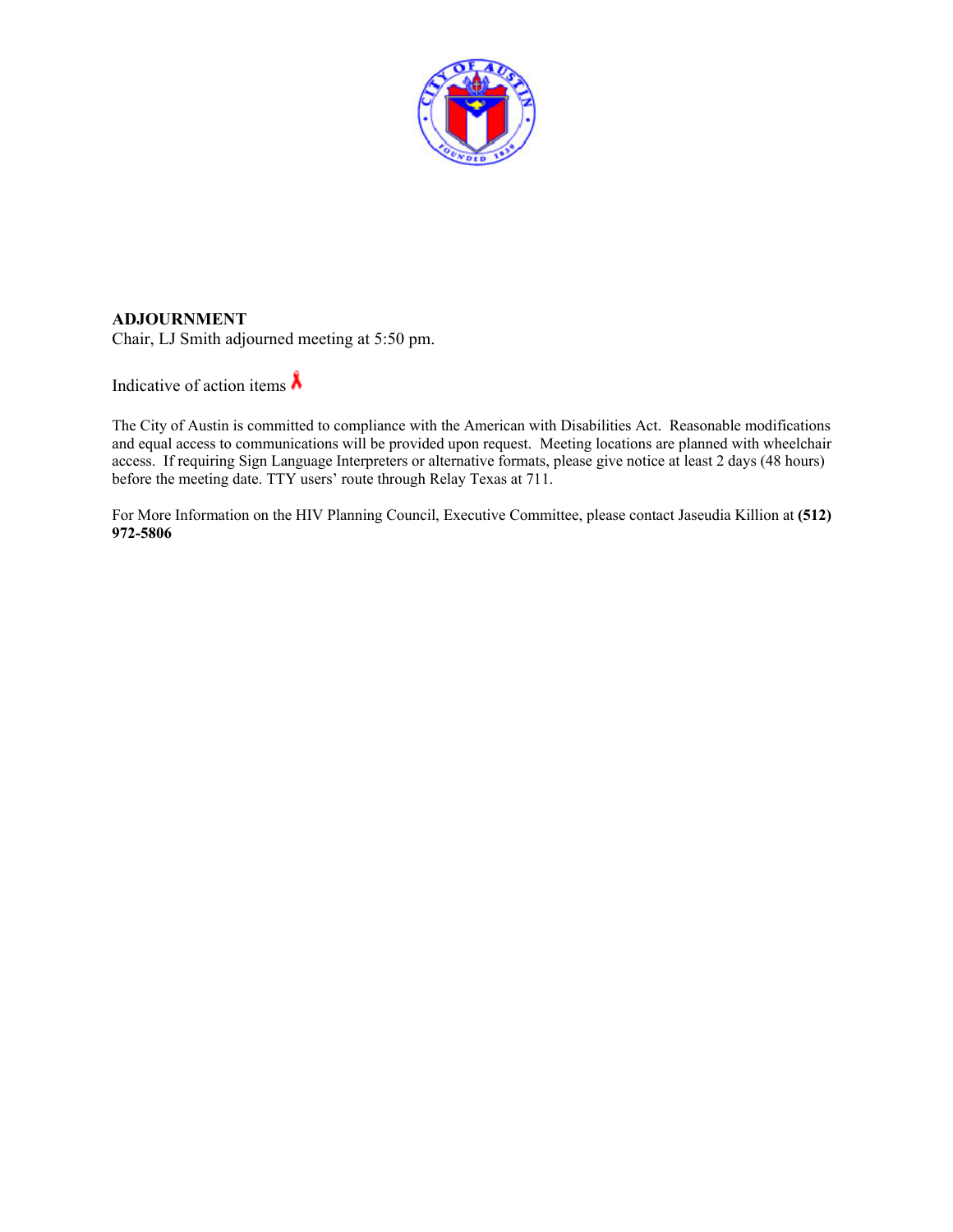**ADJOURNMENT**
Chair, LJ Smith adjourned meeting at 5:50 pm.

Indicative of action items

The City of Austin is committed to compliance with the American with Disabilities Act. Reasonable modifications and equal access to communications will be provided upon request. Meeting locations are planned with wheelchair access. If requiring Sign Language Interpreters or alternative formats, please give notice at least 2 days (48 hours) before the meeting date. TTY users' route through Relay Texas at 711.

For More Information on the HIV Planning Council, Executive Committee, please contact Jaseudia Killion at **(512) 972-5806**